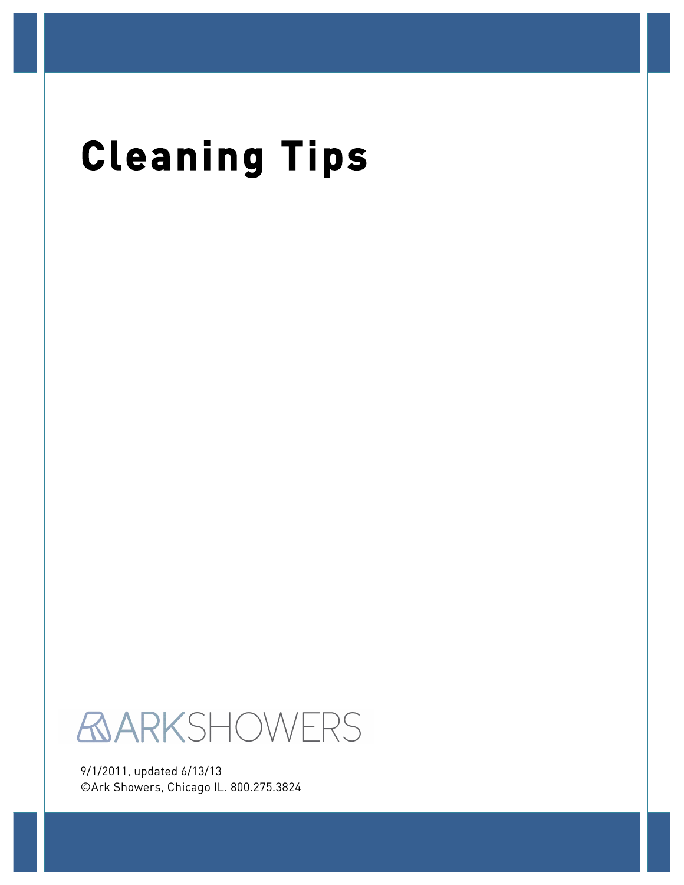# Cleaning Tips

ARKSHOWERS

9/1/2011, updated 6/13/13
©Ark Showers, Chicago IL. 800.275.3824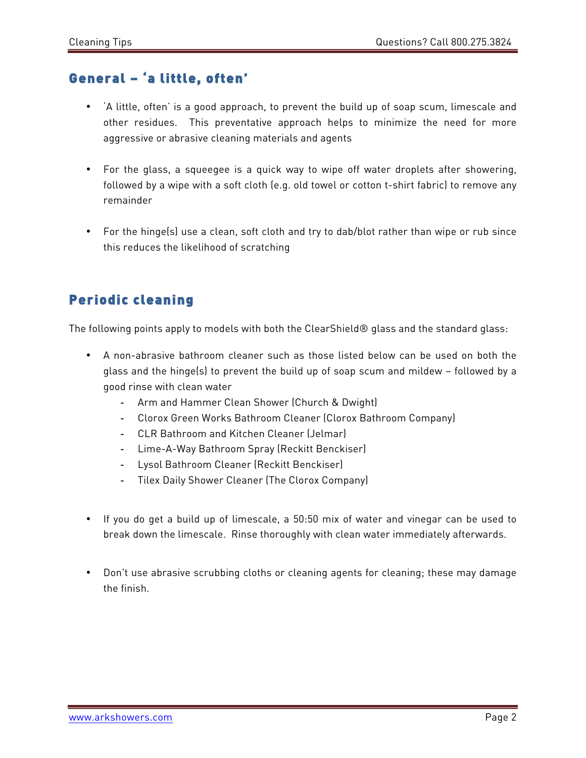## General – 'a little, often'

- 'A little, often' is a good approach, to prevent the build up of soap scum, limescale and other residues. This preventative approach helps to minimize the need for more aggressive or abrasive cleaning materials and agents

- For the glass, a squeegee is a quick way to wipe off water droplets after showering, followed by a wipe with a soft cloth (e.g. old towel or cotton t-shirt fabric) to remove any remainder

- For the hinge(s) use a clean, soft cloth and try to dab/blot rather than wipe or rub since this reduces the likelihood of scratching

## Periodic cleaning

The following points apply to models with both the ClearShield® glass and the standard glass:

- A non-abrasive bathroom cleaner such as those listed below can be used on both the glass and the hinge(s) to prevent the build up of soap scum and mildew – followed by a good rinse with clean water
  - Arm and Hammer Clean Shower (Church & Dwight)
  - Clorox Green Works Bathroom Cleaner (Clorox Bathroom Company)
  - CLR Bathroom and Kitchen Cleaner (Jelmar)
  - Lime-A-Way Bathroom Spray (Reckitt Benckiser)
  - Lysol Bathroom Cleaner (Reckitt Benckiser)
  - Tilex Daily Shower Cleaner (The Clorox Company)

- If you do get a build up of limescale, a 50:50 mix of water and vinegar can be used to break down the limescale. Rinse thoroughly with clean water immediately afterwards.

- Don't use abrasive scrubbing cloths or cleaning agents for cleaning; these may damage the finish.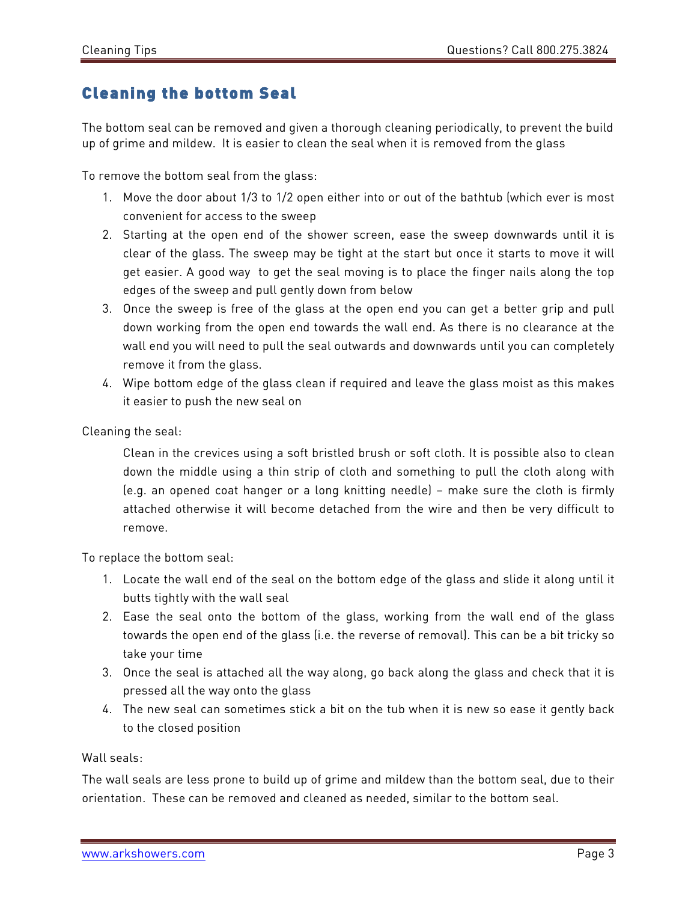## Cleaning the bottom Seal

The bottom seal can be removed and given a thorough cleaning periodically, to prevent the build up of grime and mildew. It is easier to clean the seal when it is removed from the glass

To remove the bottom seal from the glass:

1. Move the door about 1/3 to 1/2 open either into or out of the bathtub (which ever is most convenient for access to the sweep
2. Starting at the open end of the shower screen, ease the sweep downwards until it is clear of the glass. The sweep may be tight at the start but once it starts to move it will get easier. A good way to get the seal moving is to place the finger nails along the top edges of the sweep and pull gently down from below
3. Once the sweep is free of the glass at the open end you can get a better grip and pull down working from the open end towards the wall end. As there is no clearance at the wall end you will need to pull the seal outwards and downwards until you can completely remove it from the glass.
4. Wipe bottom edge of the glass clean if required and leave the glass moist as this makes it easier to push the new seal on

Cleaning the seal:

Clean in the crevices using a soft bristled brush or soft cloth. It is possible also to clean down the middle using a thin strip of cloth and something to pull the cloth along with (e.g. an opened coat hanger or a long knitting needle) – make sure the cloth is firmly attached otherwise it will become detached from the wire and then be very difficult to remove.

To replace the bottom seal:

1. Locate the wall end of the seal on the bottom edge of the glass and slide it along until it butts tightly with the wall seal
2. Ease the seal onto the bottom of the glass, working from the wall end of the glass towards the open end of the glass (i.e. the reverse of removal). This can be a bit tricky so take your time
3. Once the seal is attached all the way along, go back along the glass and check that it is pressed all the way onto the glass
4. The new seal can sometimes stick a bit on the tub when it is new so ease it gently back to the closed position

Wall seals:

The wall seals are less prone to build up of grime and mildew than the bottom seal, due to their orientation. These can be removed and cleaned as needed, similar to the bottom seal.